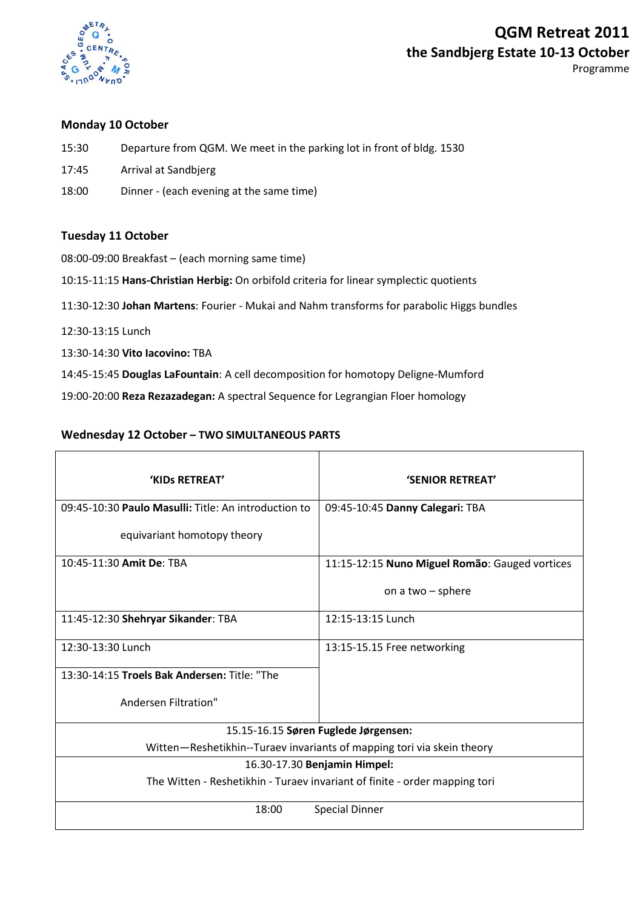# QGM Retreat 2011

## the Sandbjerg Estate 10-13 October

Programme

### Monday 10 October

15:30 Departure from QGM. We meet in the parking lot in front of bldg. 1530

17:45 Arrival at Sandbjerg

18:00 Dinner - (each evening at the same time)

### Tuesday 11 October

08:00-09:00 Breakfast – (each morning same time)

10:15-11:15 **Hans-Christian Herbig:** On orbifold criteria for linear symplectic quotients

11:30-12:30 **Johan Martens**: Fourier - Mukai and Nahm transforms for parabolic Higgs bundles

12:30-13:15 Lunch

13:30-14:30 **Vito Iacovino:** TBA

14:45-15:45 **Douglas LaFountain**: A cell decomposition for homotopy Deligne-Mumford

19:00-20:00 **Reza Rezazadegan:** A spectral Sequence for Legrangian Floer homology

### Wednesday 12 October – TWO SIMULTANEOUS PARTS

| 'KIDs RETREAT' | 'SENIOR RETREAT' |
|---|---|
| 09:45-10:30 **Paulo Masulli:** Title: An introduction to equivariant homotopy theory | 09:45-10:45 **Danny Calegari:** TBA |
| 10:45-11:30 **Amit De**: TBA | 11:15-12:15 **Nuno Miguel Romão**: Gauged vortices on a two – sphere |
| 11:45-12:30 **Shehryar Sikander**: TBA | 12:15-13:15 Lunch |
| 12:30-13:30 Lunch | 13:15-15.15 Free networking |
| 13:30-14:15 **Troels Bak Andersen:** Title: "The Andersen Filtration" | |
| 15.15-16.15 **Søren Fuglede Jørgensen:** Witten—Reshetikhin--Turaev invariants of mapping tori via skein theory | |
| 16.30-17.30 **Benjamin Himpel:** The Witten - Reshetikhin - Turaev invariant of finite - order mapping tori | |
| 18:00 Special Dinner | |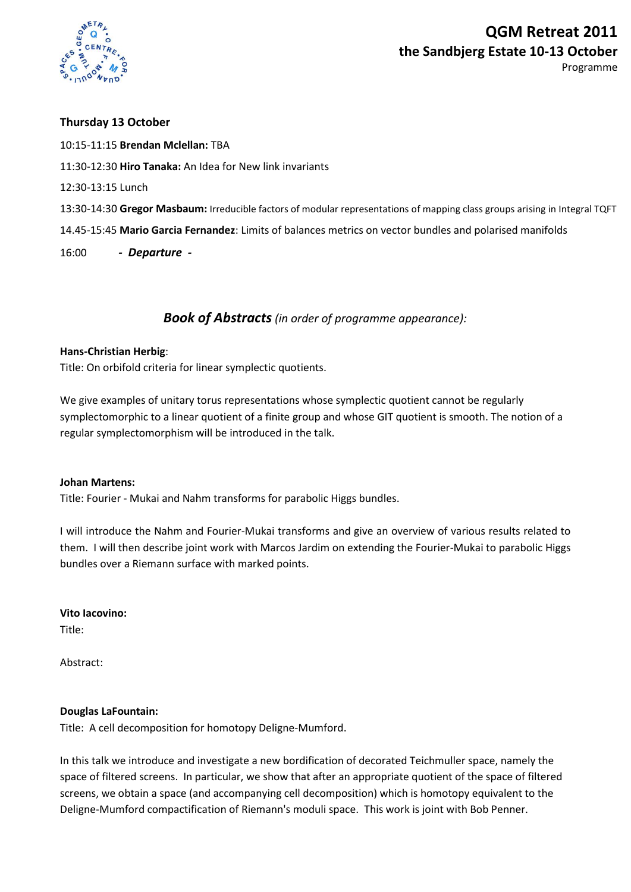### Thursday 13 October

10:15-11:15 **Brendan Mclellan:** TBA

11:30-12:30 **Hiro Tanaka:** An Idea for New link invariants

12:30-13:15 Lunch

13:30-14:30 **Gregor Masbaum:** Irreducible factors of modular representations of mapping class groups arising in Integral TQFT

14.45-15:45 **Mario Garcia Fernandez**: Limits of balances metrics on vector bundles and polarised manifolds

16:00 ***- Departure -***

## ***Book of Abstracts*** *(in order of programme appearance):*

**Hans-Christian Herbig**:

Title: On orbifold criteria for linear symplectic quotients.

We give examples of unitary torus representations whose symplectic quotient cannot be regularly symplectomorphic to a linear quotient of a finite group and whose GIT quotient is smooth. The notion of a regular symplectomorphism will be introduced in the talk.

**Johan Martens:**

Title: Fourier - Mukai and Nahm transforms for parabolic Higgs bundles.

I will introduce the Nahm and Fourier-Mukai transforms and give an overview of various results related to them. I will then describe joint work with Marcos Jardim on extending the Fourier-Mukai to parabolic Higgs bundles over a Riemann surface with marked points.

**Vito Iacovino:**

Title:

Abstract:

**Douglas LaFountain:**

Title: A cell decomposition for homotopy Deligne-Mumford.

In this talk we introduce and investigate a new bordification of decorated Teichmuller space, namely the space of filtered screens. In particular, we show that after an appropriate quotient of the space of filtered screens, we obtain a space (and accompanying cell decomposition) which is homotopy equivalent to the Deligne-Mumford compactification of Riemann's moduli space. This work is joint with Bob Penner.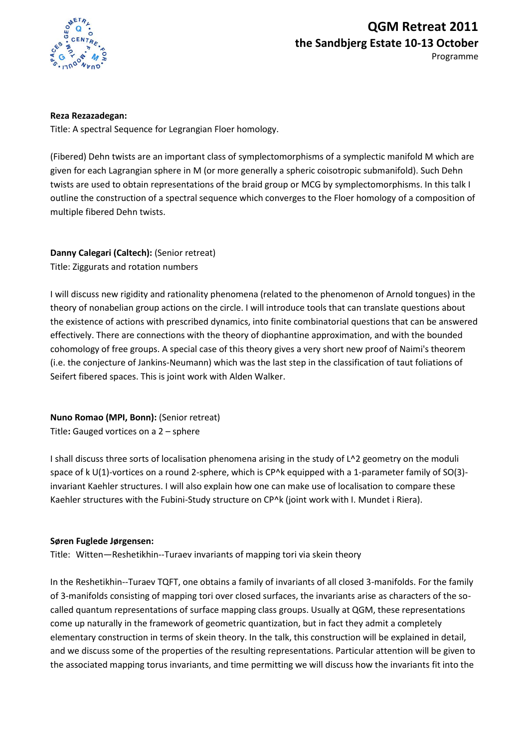**Reza Rezazadegan:**

Title: A spectral Sequence for Legrangian Floer homology.

(Fibered) Dehn twists are an important class of symplectomorphisms of a symplectic manifold M which are given for each Lagrangian sphere in M (or more generally a spheric coisotropic submanifold). Such Dehn twists are used to obtain representations of the braid group or MCG by symplectomorphisms. In this talk I outline the construction of a spectral sequence which converges to the Floer homology of a composition of multiple fibered Dehn twists.

**Danny Calegari (Caltech):** (Senior retreat)

Title: Ziggurats and rotation numbers

I will discuss new rigidity and rationality phenomena (related to the phenomenon of Arnold tongues) in the theory of nonabelian group actions on the circle. I will introduce tools that can translate questions about the existence of actions with prescribed dynamics, into finite combinatorial questions that can be answered effectively. There are connections with the theory of diophantine approximation, and with the bounded cohomology of free groups. A special case of this theory gives a very short new proof of Naimi's theorem (i.e. the conjecture of Jankins-Neumann) which was the last step in the classification of taut foliations of Seifert fibered spaces. This is joint work with Alden Walker.

**Nuno Romao (MPI, Bonn):** (Senior retreat)

Title**:** Gauged vortices on a 2 – sphere

I shall discuss three sorts of localisation phenomena arising in the study of L^2 geometry on the moduli space of k U(1)-vortices on a round 2-sphere, which is CP^k equipped with a 1-parameter family of SO(3)-invariant Kaehler structures. I will also explain how one can make use of localisation to compare these Kaehler structures with the Fubini-Study structure on CP^k (joint work with I. Mundet i Riera).

**Søren Fuglede Jørgensen:**

Title: Witten—Reshetikhin--Turaev invariants of mapping tori via skein theory

In the Reshetikhin--Turaev TQFT, one obtains a family of invariants of all closed 3-manifolds. For the family of 3-manifolds consisting of mapping tori over closed surfaces, the invariants arise as characters of the so-called quantum representations of surface mapping class groups. Usually at QGM, these representations come up naturally in the framework of geometric quantization, but in fact they admit a completely elementary construction in terms of skein theory. In the talk, this construction will be explained in detail, and we discuss some of the properties of the resulting representations. Particular attention will be given to the associated mapping torus invariants, and time permitting we will discuss how the invariants fit into the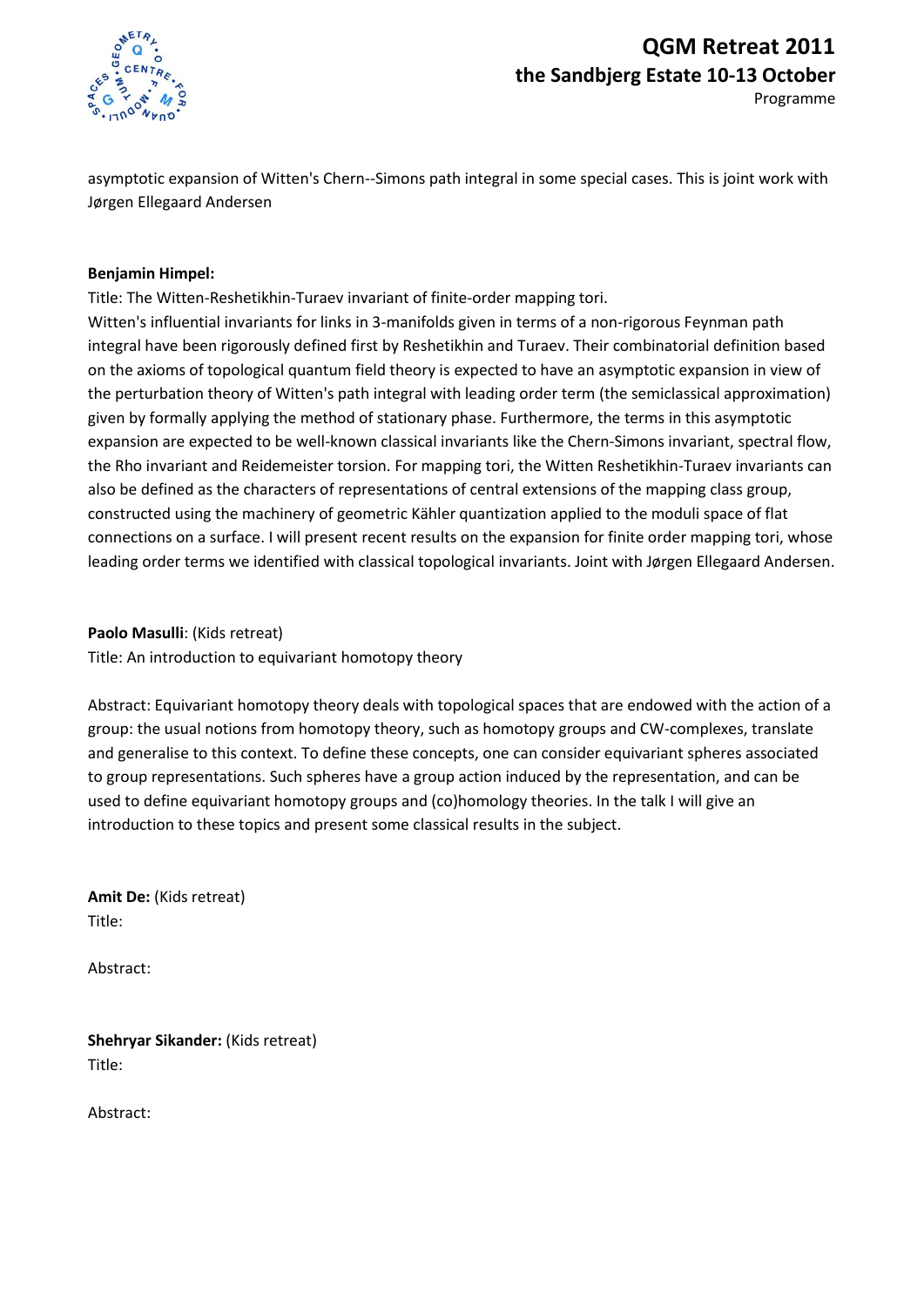asymptotic expansion of Witten's Chern--Simons path integral in some special cases. This is joint work with Jørgen Ellegaard Andersen

**Benjamin Himpel:**
Title: The Witten-Reshetikhin-Turaev invariant of finite-order mapping tori.
Witten's influential invariants for links in 3-manifolds given in terms of a non-rigorous Feynman path integral have been rigorously defined first by Reshetikhin and Turaev. Their combinatorial definition based on the axioms of topological quantum field theory is expected to have an asymptotic expansion in view of the perturbation theory of Witten's path integral with leading order term (the semiclassical approximation) given by formally applying the method of stationary phase. Furthermore, the terms in this asymptotic expansion are expected to be well-known classical invariants like the Chern-Simons invariant, spectral flow, the Rho invariant and Reidemeister torsion. For mapping tori, the Witten Reshetikhin-Turaev invariants can also be defined as the characters of representations of central extensions of the mapping class group, constructed using the machinery of geometric Kähler quantization applied to the moduli space of flat connections on a surface. I will present recent results on the expansion for finite order mapping tori, whose leading order terms we identified with classical topological invariants. Joint with Jørgen Ellegaard Andersen.

**Paolo Masulli**: (Kids retreat)
Title: An introduction to equivariant homotopy theory

Abstract: Equivariant homotopy theory deals with topological spaces that are endowed with the action of a group: the usual notions from homotopy theory, such as homotopy groups and CW-complexes, translate and generalise to this context. To define these concepts, one can consider equivariant spheres associated to group representations. Such spheres have a group action induced by the representation, and can be used to define equivariant homotopy groups and (co)homology theories. In the talk I will give an introduction to these topics and present some classical results in the subject.

**Amit De:** (Kids retreat)
Title:

Abstract:

**Shehryar Sikander:** (Kids retreat)
Title:

Abstract: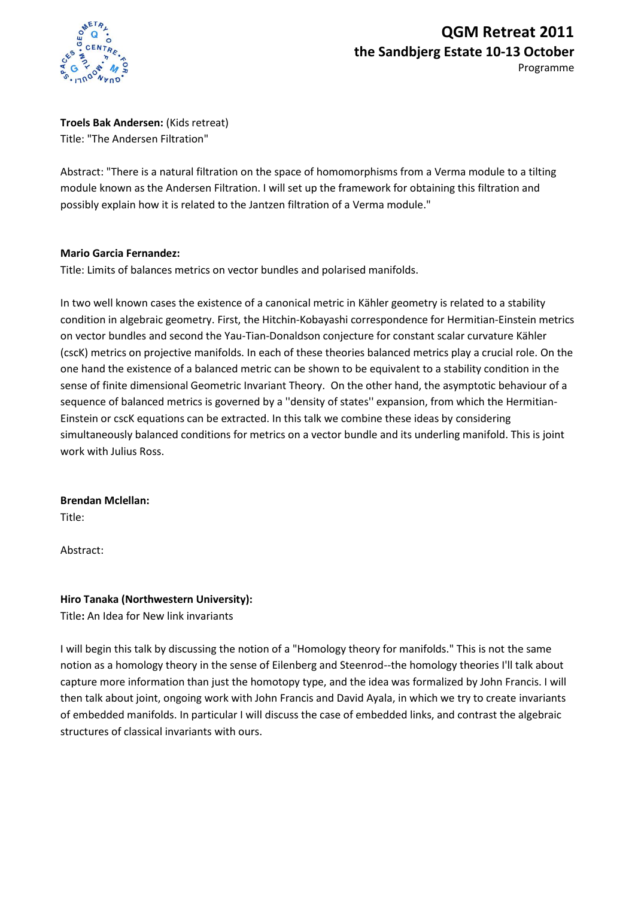**Troels Bak Andersen:** (Kids retreat)
Title: "The Andersen Filtration"

Abstract: "There is a natural filtration on the space of homomorphisms from a Verma module to a tilting module known as the Andersen Filtration. I will set up the framework for obtaining this filtration and possibly explain how it is related to the Jantzen filtration of a Verma module."

**Mario Garcia Fernandez:**
Title: Limits of balances metrics on vector bundles and polarised manifolds.

In two well known cases the existence of a canonical metric in Kähler geometry is related to a stability condition in algebraic geometry. First, the Hitchin-Kobayashi correspondence for Hermitian-Einstein metrics on vector bundles and second the Yau-Tian-Donaldson conjecture for constant scalar curvature Kähler (cscK) metrics on projective manifolds. In each of these theories balanced metrics play a crucial role. On the one hand the existence of a balanced metric can be shown to be equivalent to a stability condition in the sense of finite dimensional Geometric Invariant Theory. On the other hand, the asymptotic behaviour of a sequence of balanced metrics is governed by a ''density of states'' expansion, from which the Hermitian-Einstein or cscK equations can be extracted. In this talk we combine these ideas by considering simultaneously balanced conditions for metrics on a vector bundle and its underling manifold. This is joint work with Julius Ross.

**Brendan Mclellan:**
Title:

Abstract:

**Hiro Tanaka (Northwestern University):**
Title**:** An Idea for New link invariants

I will begin this talk by discussing the notion of a "Homology theory for manifolds." This is not the same notion as a homology theory in the sense of Eilenberg and Steenrod--the homology theories I'll talk about capture more information than just the homotopy type, and the idea was formalized by John Francis. I will then talk about joint, ongoing work with John Francis and David Ayala, in which we try to create invariants of embedded manifolds. In particular I will discuss the case of embedded links, and contrast the algebraic structures of classical invariants with ours.